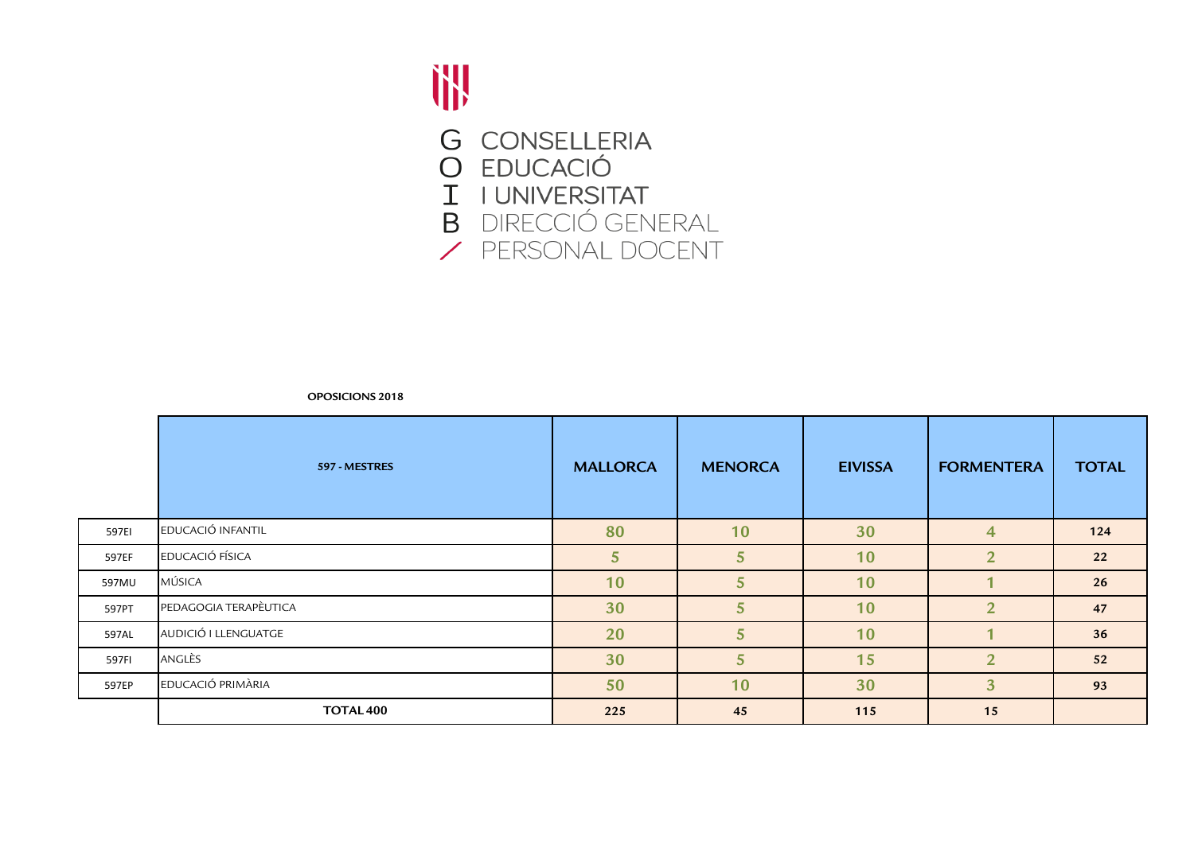CONSELLERIA
EDUCACIÓ
I UNIVERSITAT
DIRECCIÓ GENERAL
PERSONAL DOCENT

**OPOSICIONS 2018**

| | 597 - MESTRES | MALLORCA | MENORCA | EIVISSA | FORMENTERA | TOTAL |
|---|---|---|---|---|---|---|
| 597EI | EDUCACIÓ INFANTIL | 80 | 10 | 30 | 4 | 124 |
| 597EF | EDUCACIÓ FÍSICA | 5 | 5 | 10 | 2 | 22 |
| 597MU | MÚSICA | 10 | 5 | 10 | 1 | 26 |
| 597PT | PEDAGOGIA TERAPÈUTICA | 30 | 5 | 10 | 2 | 47 |
| 597AL | AUDICIÓ I LLENGUATGE | 20 | 5 | 10 | 1 | 36 |
| 597FI | ANGLÈS | 30 | 5 | 15 | 2 | 52 |
| 597EP | EDUCACIÓ PRIMÀRIA | 50 | 10 | 30 | 3 | 93 |
| | **TOTAL 400** | 225 | 45 | 115 | 15 | |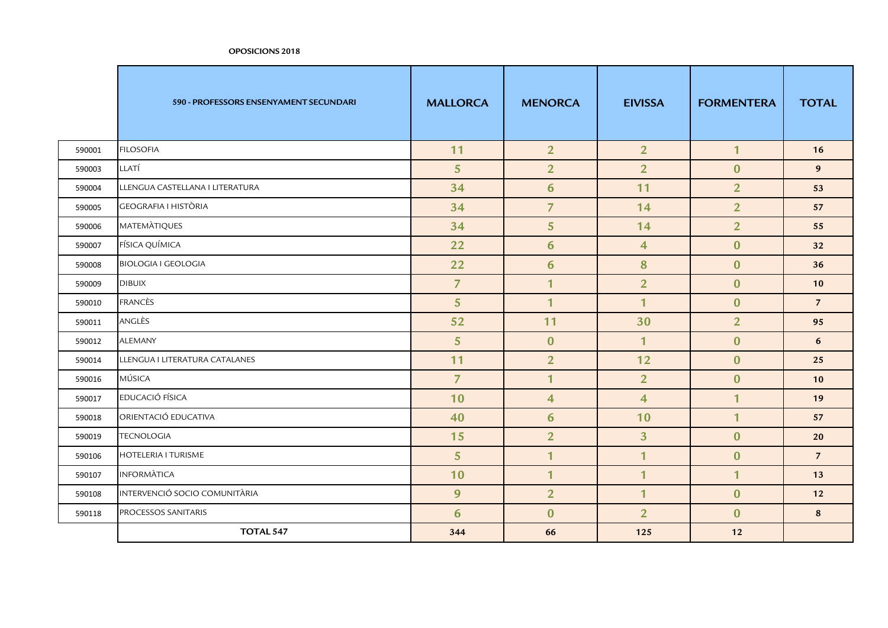**OPOSICIONS 2018**

| | 590 - PROFESSORS ENSENYAMENT SECUNDARI | MALLORCA | MENORCA | EIVISSA | FORMENTERA | TOTAL |
|---|---|---|---|---|---|---|
| 590001 | FILOSOFIA | 11 | 2 | 2 | 1 | 16 |
| 590003 | LLATÍ | 5 | 2 | 2 | 0 | 9 |
| 590004 | LLENGUA CASTELLANA I LITERATURA | 34 | 6 | 11 | 2 | 53 |
| 590005 | GEOGRAFIA I HISTÒRIA | 34 | 7 | 14 | 2 | 57 |
| 590006 | MATEMÀTIQUES | 34 | 5 | 14 | 2 | 55 |
| 590007 | FÍSICA QUÍMICA | 22 | 6 | 4 | 0 | 32 |
| 590008 | BIOLOGIA I GEOLOGIA | 22 | 6 | 8 | 0 | 36 |
| 590009 | DIBUIX | 7 | 1 | 2 | 0 | 10 |
| 590010 | FRANCÈS | 5 | 1 | 1 | 0 | 7 |
| 590011 | ANGLÈS | 52 | 11 | 30 | 2 | 95 |
| 590012 | ALEMANY | 5 | 0 | 1 | 0 | 6 |
| 590014 | LLENGUA I LITERATURA CATALANES | 11 | 2 | 12 | 0 | 25 |
| 590016 | MÚSICA | 7 | 1 | 2 | 0 | 10 |
| 590017 | EDUCACIÓ FÍSICA | 10 | 4 | 4 | 1 | 19 |
| 590018 | ORIENTACIÓ EDUCATIVA | 40 | 6 | 10 | 1 | 57 |
| 590019 | TECNOLOGIA | 15 | 2 | 3 | 0 | 20 |
| 590106 | HOTELERIA I TURISME | 5 | 1 | 1 | 0 | 7 |
| 590107 | INFORMÀTICA | 10 | 1 | 1 | 1 | 13 |
| 590108 | INTERVENCIÓ SOCIO COMUNITÀRIA | 9 | 2 | 1 | 0 | 12 |
| 590118 | PROCESSOS SANITARIS | 6 | 0 | 2 | 0 | 8 |
| | **TOTAL 547** | 344 | 66 | 125 | 12 | |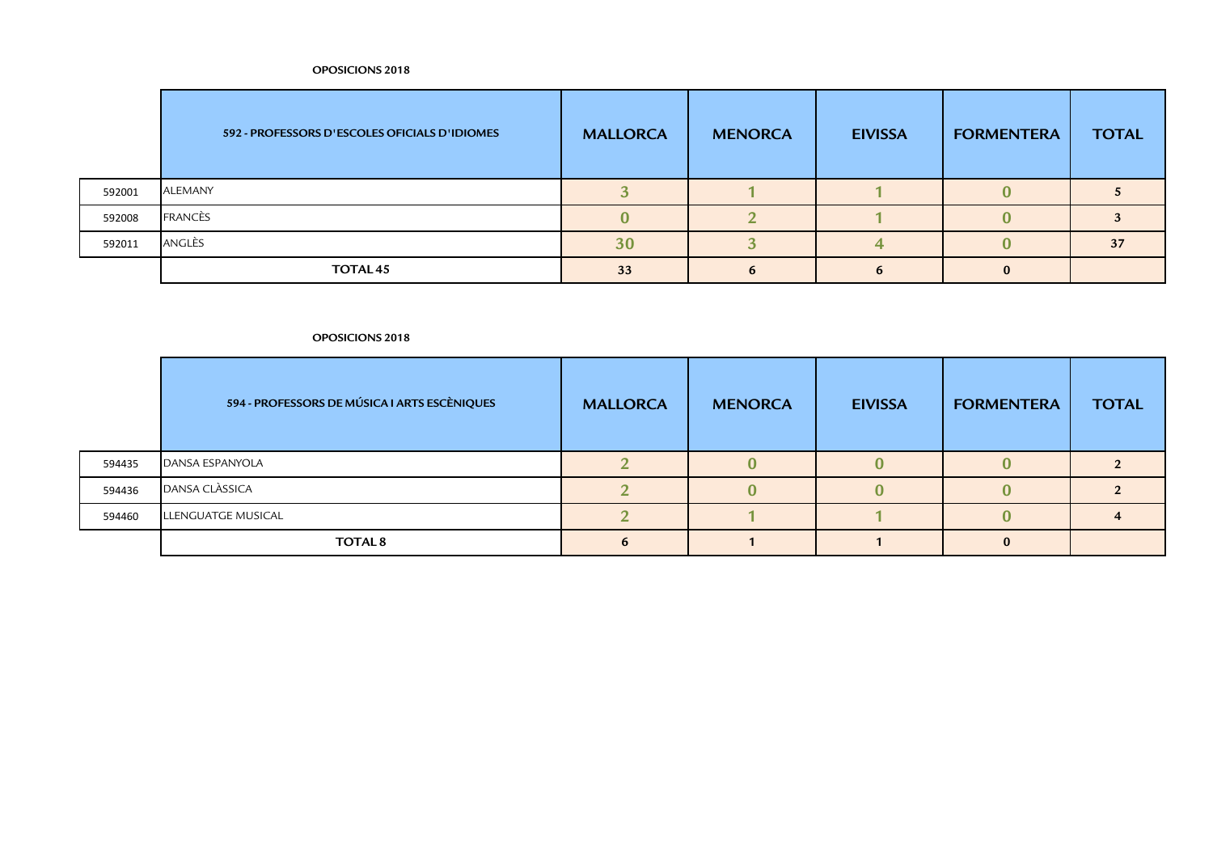**OPOSICIONS 2018**

| | 592 - PROFESSORS D'ESCOLES OFICIALS D'IDIOMES | MALLORCA | MENORCA | EIVISSA | FORMENTERA | TOTAL |
|---|---|---|---|---|---|---|
| 592001 | ALEMANY | 3 | 1 | 1 | 0 | 5 |
| 592008 | FRANCÈS | 0 | 2 | 1 | 0 | 3 |
| 592011 | ANGLÈS | 30 | 3 | 4 | 0 | 37 |
| | **TOTAL 45** | 33 | 6 | 6 | 0 | |

**OPOSICIONS 2018**

| | 594 - PROFESSORS DE MÚSICA I ARTS ESCÈNIQUES | MALLORCA | MENORCA | EIVISSA | FORMENTERA | TOTAL |
|---|---|---|---|---|---|---|
| 594435 | DANSA ESPANYOLA | 2 | 0 | 0 | 0 | 2 |
| 594436 | DANSA CLÀSSICA | 2 | 0 | 0 | 0 | 2 |
| 594460 | LLENGUATGE MUSICAL | 2 | 1 | 1 | 0 | 4 |
| | **TOTAL 8** | 6 | 1 | 1 | 0 | |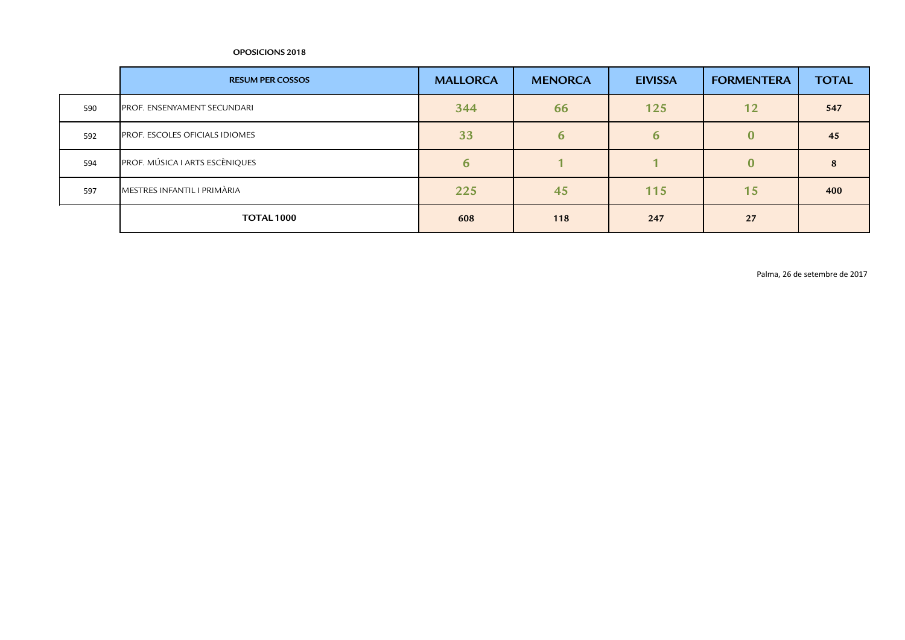**OPOSICIONS 2018**

| | RESUM PER COSSOS | MALLORCA | MENORCA | EIVISSA | FORMENTERA | TOTAL |
|---|---|---|---|---|---|---|
| 590 | PROF. ENSENYAMENT SECUNDARI | 344 | 66 | 125 | 12 | 547 |
| 592 | PROF. ESCOLES OFICIALS IDIOMES | 33 | 6 | 6 | 0 | 45 |
| 594 | PROF. MÚSICA I ARTS ESCÈNIQUES | 6 | 1 | 1 | 0 | 8 |
| 597 | MESTRES INFANTIL I PRIMÀRIA | 225 | 45 | 115 | 15 | 400 |
| | TOTAL 1000 | 608 | 118 | 247 | 27 | |

Palma, 26 de setembre de 2017